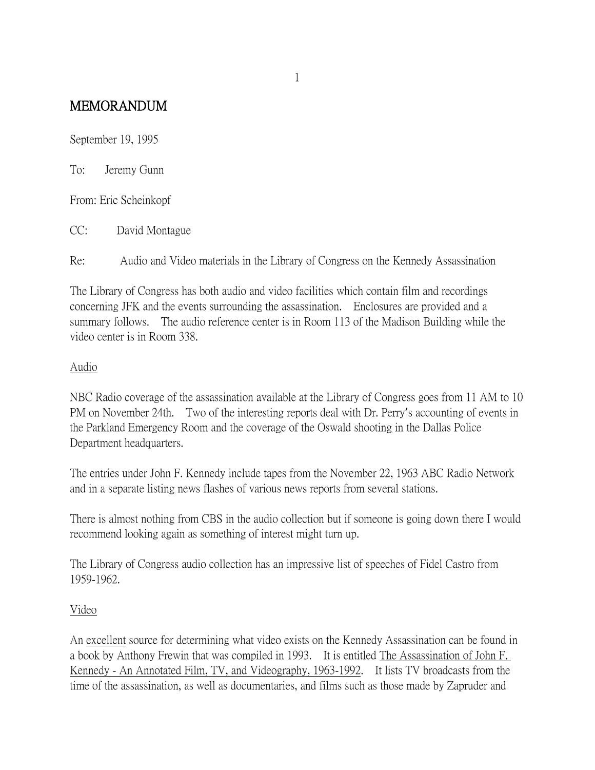# MEMORANDUM

September 19, 1995

To: Jeremy Gunn

From: Eric Scheinkopf

CC: David Montague

Re: Audio and Video materials in the Library of Congress on the Kennedy Assassination

The Library of Congress has both audio and video facilities which contain film and recordings concerning JFK and the events surrounding the assassination. Enclosures are provided and a summary follows. The audio reference center is in Room 113 of the Madison Building while the video center is in Room 338.

## Audio

NBC Radio coverage of the assassination available at the Library of Congress goes from 11 AM to 10 PM on November 24th. Two of the interesting reports deal with Dr. Perry's accounting of events in the Parkland Emergency Room and the coverage of the Oswald shooting in the Dallas Police Department headquarters.

The entries under John F. Kennedy include tapes from the November 22, 1963 ABC Radio Network and in a separate listing news flashes of various news reports from several stations.

There is almost nothing from CBS in the audio collection but if someone is going down there I would recommend looking again as something of interest might turn up.

The Library of Congress audio collection has an impressive list of speeches of Fidel Castro from 1959-1962.

## Video

An excellent source for determining what video exists on the Kennedy Assassination can be found in a book by Anthony Frewin that was compiled in 1993. It is entitled The Assassination of John F. Kennedy - An Annotated Film, TV, and Videography, 1963-1992. It lists TV broadcasts from the time of the assassination, as well as documentaries, and films such as those made by Zapruder and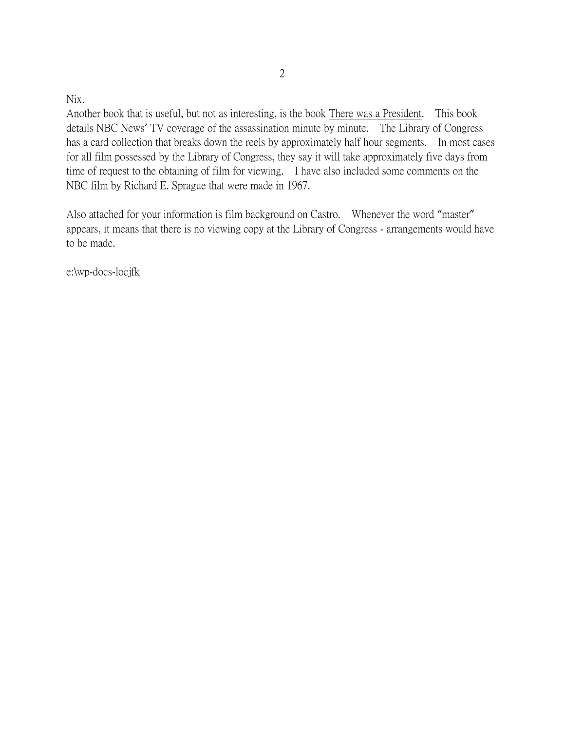Nix.
Another book that is useful, but not as interesting, is the book <u>There was a President</u>. This book details NBC News' TV coverage of the assassination minute by minute. The Library of Congress has a card collection that breaks down the reels by approximately half hour segments. In most cases for all film possessed by the Library of Congress, they say it will take approximately five days from time of request to the obtaining of film for viewing. I have also included some comments on the NBC film by Richard E. Sprague that were made in 1967.

Also attached for your information is film background on Castro. Whenever the word "master" appears, it means that there is no viewing copy at the Library of Congress - arrangements would have to be made.

e:\wp-docs-locjfk